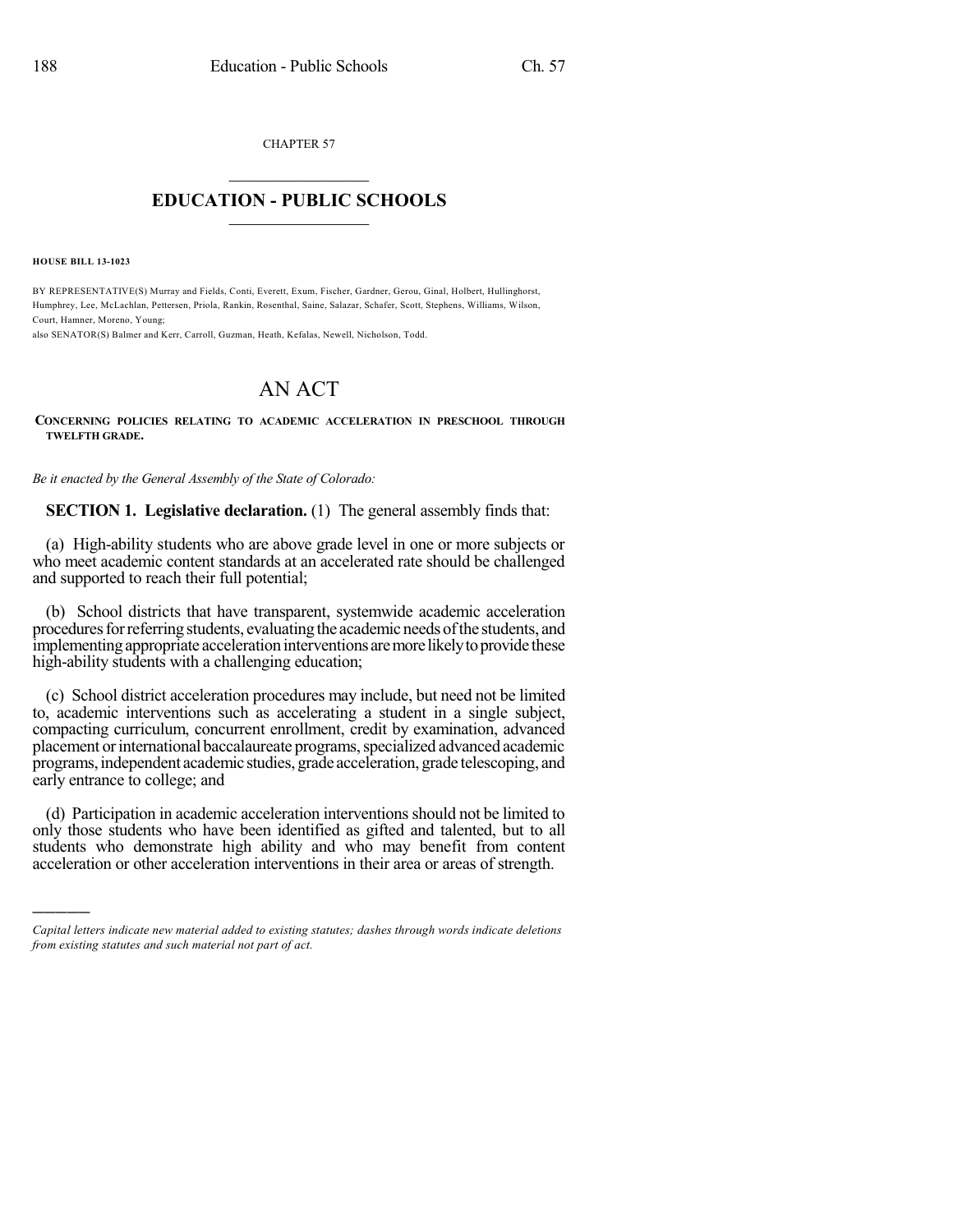CHAPTER 57

# EDUCATION - PUBLIC SCHOOLS

**HOUSE BILL 13-1023**

BY REPRESENTATIVE(S) Murray and Fields, Conti, Everett, Exum, Fischer, Gardner, Gerou, Ginal, Holbert, Hullinghorst, Humphrey, Lee, McLachlan, Pettersen, Priola, Rankin, Rosenthal, Saine, Salazar, Schafer, Scott, Stephens, Williams, Wilson, Court, Hamner, Moreno, Young;
also SENATOR(S) Balmer and Kerr, Carroll, Guzman, Heath, Kefalas, Newell, Nicholson, Todd.

# AN ACT

**CONCERNING POLICIES RELATING TO ACADEMIC ACCELERATION IN PRESCHOOL THROUGH TWELFTH GRADE.**

*Be it enacted by the General Assembly of the State of Colorado:*

**SECTION 1. Legislative declaration.** (1) The general assembly finds that:

(a) High-ability students who are above grade level in one or more subjects or who meet academic content standards at an accelerated rate should be challenged and supported to reach their full potential;

(b) School districts that have transparent, systemwide academic acceleration procedures for referring students, evaluating the academic needs of the students, and implementing appropriate acceleration interventions are more likely to provide these high-ability students with a challenging education;

(c) School district acceleration procedures may include, but need not be limited to, academic interventions such as accelerating a student in a single subject, compacting curriculum, concurrent enrollment, credit by examination, advanced placement or international baccalaureate programs, specialized advanced academic programs, independent academic studies, grade acceleration, grade telescoping, and early entrance to college; and

(d) Participation in academic acceleration interventions should not be limited to only those students who have been identified as gifted and talented, but to all students who demonstrate high ability and who may benefit from content acceleration or other acceleration interventions in their area or areas of strength.

*Capital letters indicate new material added to existing statutes; dashes through words indicate deletions from existing statutes and such material not part of act.*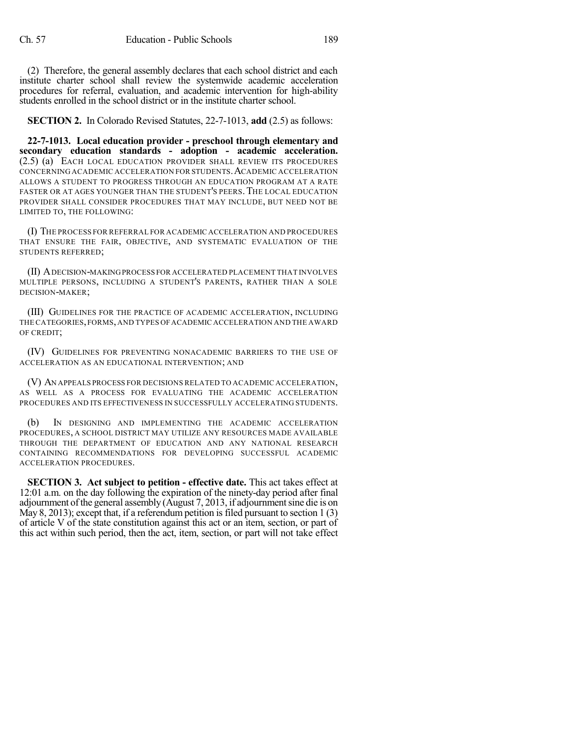(2) Therefore, the general assembly declares that each school district and each institute charter school shall review the systemwide academic acceleration procedures for referral, evaluation, and academic intervention for high-ability students enrolled in the school district or in the institute charter school.

**SECTION 2.** In Colorado Revised Statutes, 22-7-1013, **add** (2.5) as follows:

**22-7-1013. Local education provider - preschool through elementary and secondary education standards - adoption - academic acceleration.** (2.5) (a) EACH LOCAL EDUCATION PROVIDER SHALL REVIEW ITS PROCEDURES CONCERNING ACADEMIC ACCELERATION FOR STUDENTS. ACADEMIC ACCELERATION ALLOWS A STUDENT TO PROGRESS THROUGH AN EDUCATION PROGRAM AT A RATE FASTER OR AT AGES YOUNGER THAN THE STUDENT'S PEERS. THE LOCAL EDUCATION PROVIDER SHALL CONSIDER PROCEDURES THAT MAY INCLUDE, BUT NEED NOT BE LIMITED TO, THE FOLLOWING:

(I) THE PROCESS FOR REFERRAL FOR ACADEMIC ACCELERATION AND PROCEDURES THAT ENSURE THE FAIR, OBJECTIVE, AND SYSTEMATIC EVALUATION OF THE STUDENTS REFERRED;

(II) A DECISION-MAKING PROCESS FOR ACCELERATED PLACEMENT THAT INVOLVES MULTIPLE PERSONS, INCLUDING A STUDENT'S PARENTS, RATHER THAN A SOLE DECISION-MAKER;

(III) GUIDELINES FOR THE PRACTICE OF ACADEMIC ACCELERATION, INCLUDING THE CATEGORIES, FORMS, AND TYPES OF ACADEMIC ACCELERATION AND THE AWARD OF CREDIT;

(IV) GUIDELINES FOR PREVENTING NONACADEMIC BARRIERS TO THE USE OF ACCELERATION AS AN EDUCATIONAL INTERVENTION; AND

(V) AN APPEALS PROCESS FOR DECISIONS RELATED TO ACADEMIC ACCELERATION, AS WELL AS A PROCESS FOR EVALUATING THE ACADEMIC ACCELERATION PROCEDURES AND ITS EFFECTIVENESS IN SUCCESSFULLY ACCELERATING STUDENTS.

(b) IN DESIGNING AND IMPLEMENTING THE ACADEMIC ACCELERATION PROCEDURES, A SCHOOL DISTRICT MAY UTILIZE ANY RESOURCES MADE AVAILABLE THROUGH THE DEPARTMENT OF EDUCATION AND ANY NATIONAL RESEARCH CONTAINING RECOMMENDATIONS FOR DEVELOPING SUCCESSFUL ACADEMIC ACCELERATION PROCEDURES.

**SECTION 3. Act subject to petition - effective date.** This act takes effect at 12:01 a.m. on the day following the expiration of the ninety-day period after final adjournment of the general assembly (August 7, 2013, if adjournment sine die is on May 8, 2013); except that, if a referendum petition is filed pursuant to section 1 (3) of article V of the state constitution against this act or an item, section, or part of this act within such period, then the act, item, section, or part will not take effect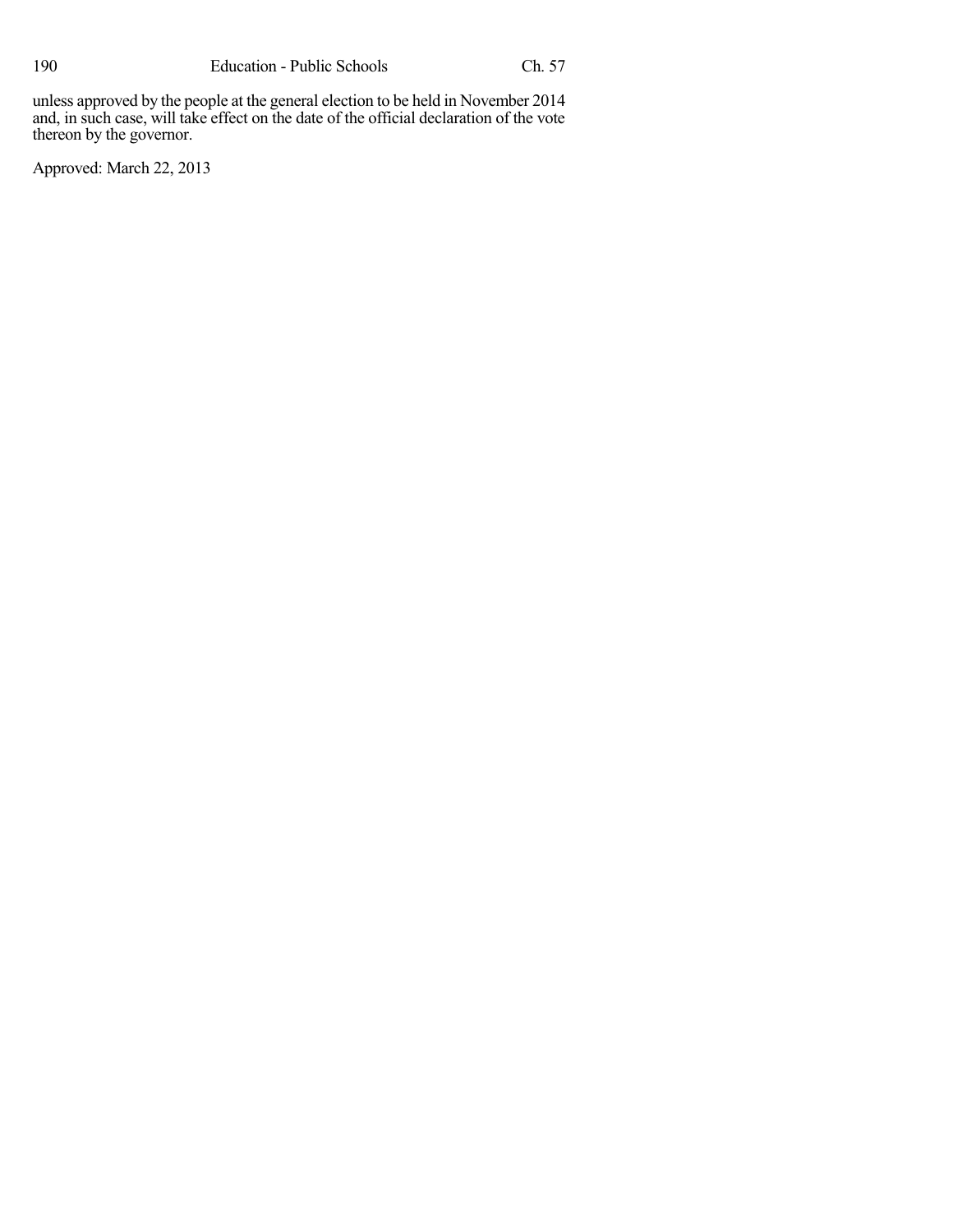unless approved by the people at the general election to be held in November 2014 and, in such case, will take effect on the date of the official declaration of the vote thereon by the governor.

Approved: March 22, 2013